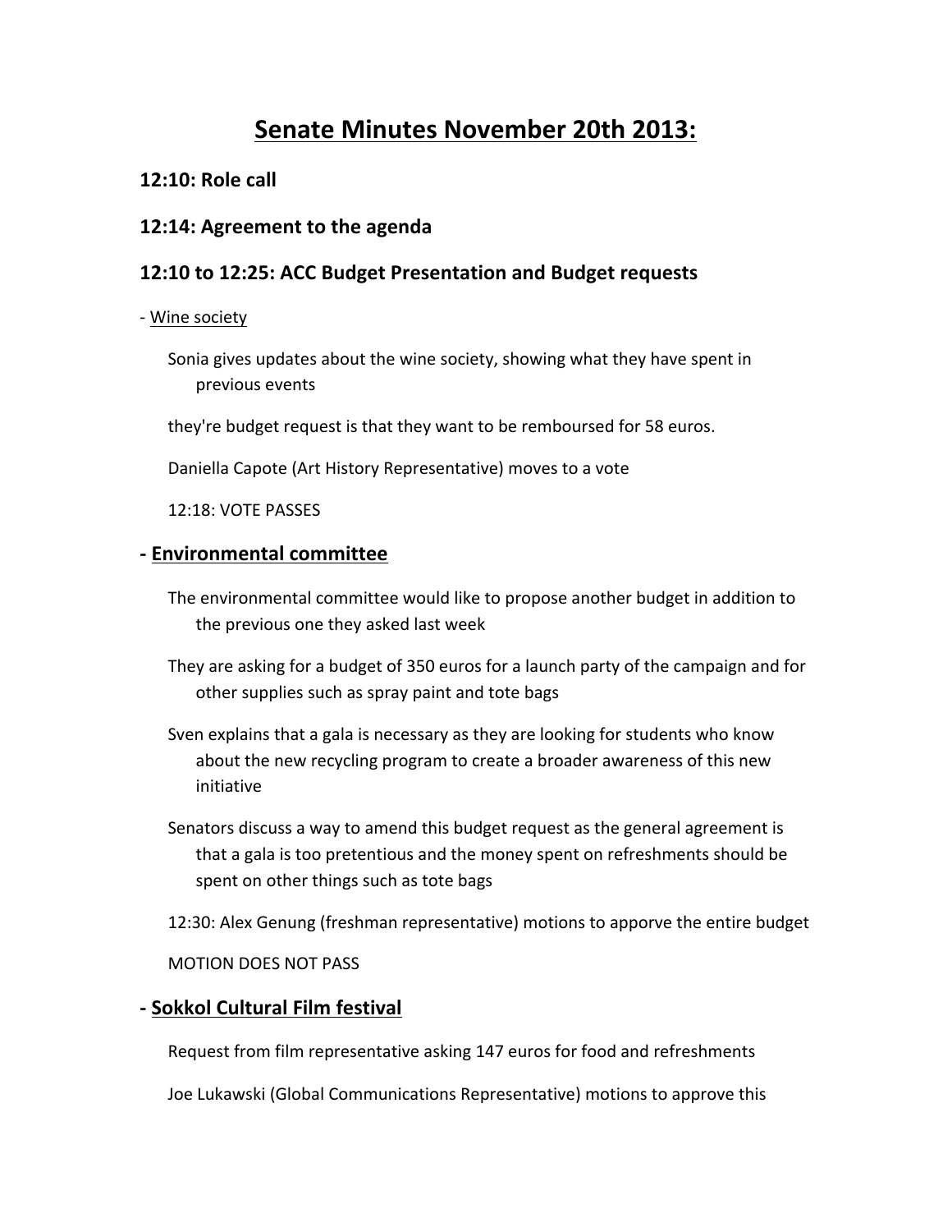# Senate Minutes November 20th 2013:

### 12:10: Role call

### 12:14: Agreement to the agenda

### 12:10 to 12:25: ACC Budget Presentation and Budget requests

- Wine society

Sonia gives updates about the wine society, showing what they have spent in previous events

they're budget request is that they want to be remboursed for 58 euros.

Daniella Capote (Art History Representative) moves to a vote

12:18: VOTE PASSES

### - Environmental committee

The environmental committee would like to propose another budget in addition to the previous one they asked last week

They are asking for a budget of 350 euros for a launch party of the campaign and for other supplies such as spray paint and tote bags

Sven explains that a gala is necessary as they are looking for students who know about the new recycling program to create a broader awareness of this new initiative

Senators discuss a way to amend this budget request as the general agreement is that a gala is too pretentious and the money spent on refreshments should be spent on other things such as tote bags

12:30: Alex Genung (freshman representative) motions to apporve the entire budget

MOTION DOES NOT PASS

### - Sokkol Cultural Film festival

Request from film representative asking 147 euros for food and refreshments

Joe Lukawski (Global Communications Representative) motions to approve this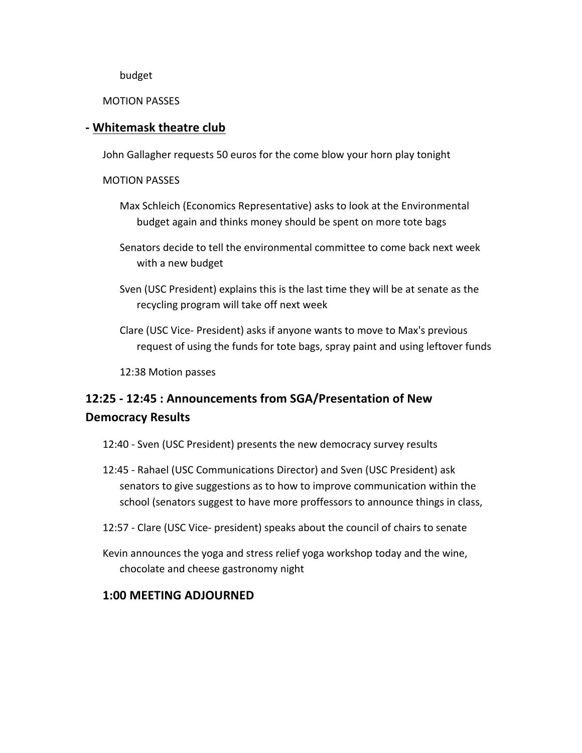budget

MOTION PASSES

## - Whitemask theatre club

John Gallagher requests 50 euros for the come blow your horn play tonight

MOTION PASSES

Max Schleich (Economics Representative) asks to look at the Environmental budget again and thinks money should be spent on more tote bags

Senators decide to tell the environmental committee to come back next week with a new budget

Sven (USC President) explains this is the last time they will be at senate as the recycling program will take off next week

Clare (USC Vice- President) asks if anyone wants to move to Max's previous request of using the funds for tote bags, spray paint and using leftover funds

12:38 Motion passes

## 12:25 - 12:45 : Announcements from SGA/Presentation of New Democracy Results

12:40 - Sven (USC President) presents the new democracy survey results

12:45 - Rahael (USC Communications Director) and Sven (USC President) ask senators to give suggestions as to how to improve communication within the school (senators suggest to have more proffessors to announce things in class,

12:57 - Clare (USC Vice- president) speaks about the council of chairs to senate

Kevin announces the yoga and stress relief yoga workshop today and the wine, chocolate and cheese gastronomy night

### 1:00 MEETING ADJOURNED